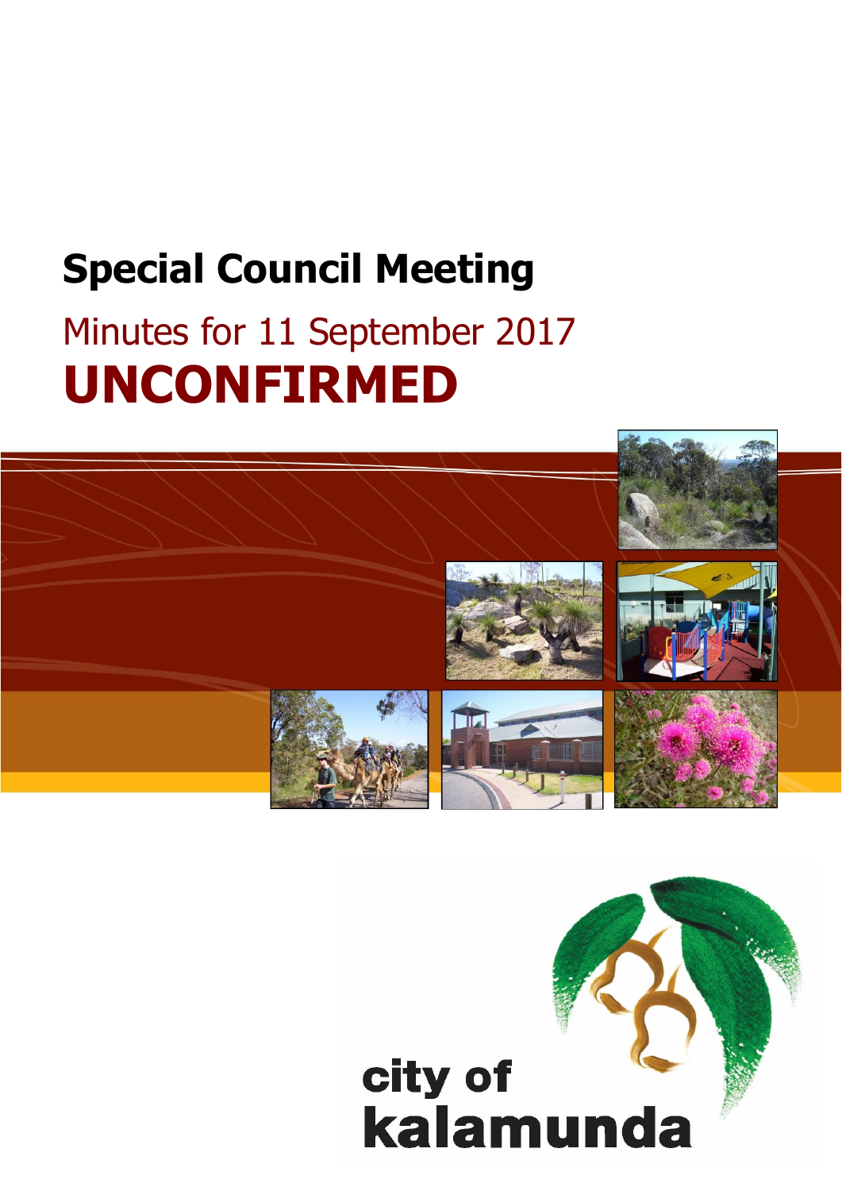# Special Council Meeting

## Minutes for 11 September 2017

# UNCONFIRMED

city of
kalamunda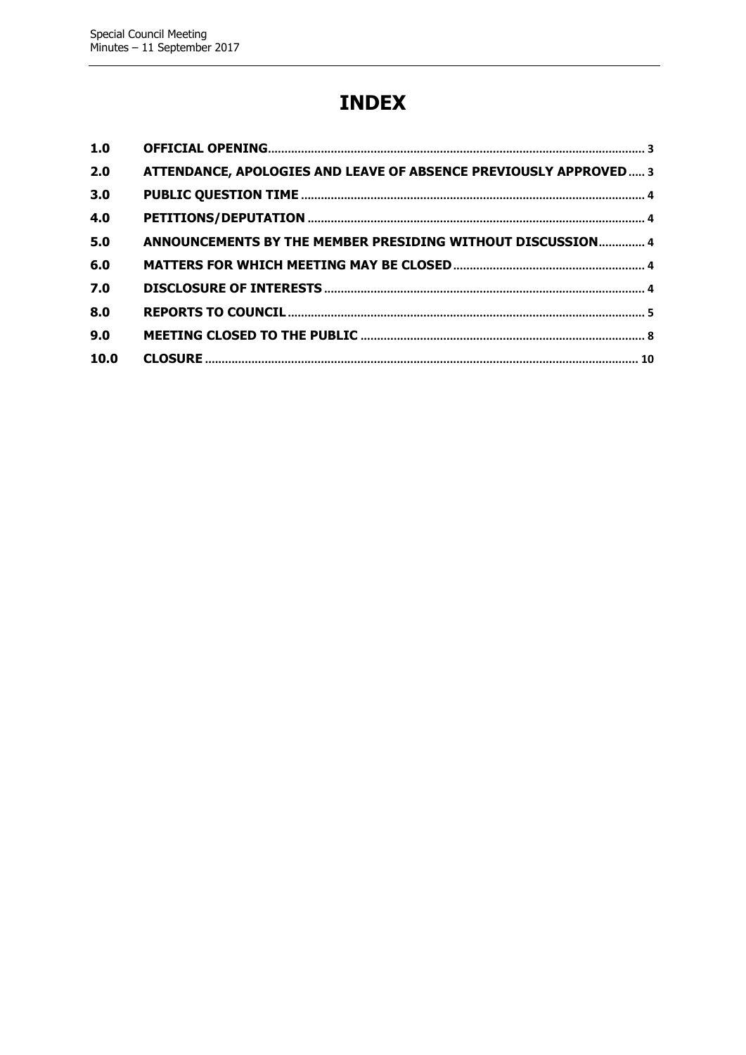# INDEX

| | | |
|---|---|---|
| **1.0** | **OFFICIAL OPENING** | 3 |
| **2.0** | **ATTENDANCE, APOLOGIES AND LEAVE OF ABSENCE PREVIOUSLY APPROVED** | 3 |
| **3.0** | **PUBLIC QUESTION TIME** | 4 |
| **4.0** | **PETITIONS/DEPUTATION** | 4 |
| **5.0** | **ANNOUNCEMENTS BY THE MEMBER PRESIDING WITHOUT DISCUSSION** | 4 |
| **6.0** | **MATTERS FOR WHICH MEETING MAY BE CLOSED** | 4 |
| **7.0** | **DISCLOSURE OF INTERESTS** | 4 |
| **8.0** | **REPORTS TO COUNCIL** | 5 |
| **9.0** | **MEETING CLOSED TO THE PUBLIC** | 8 |
| **10.0** | **CLOSURE** | 10 |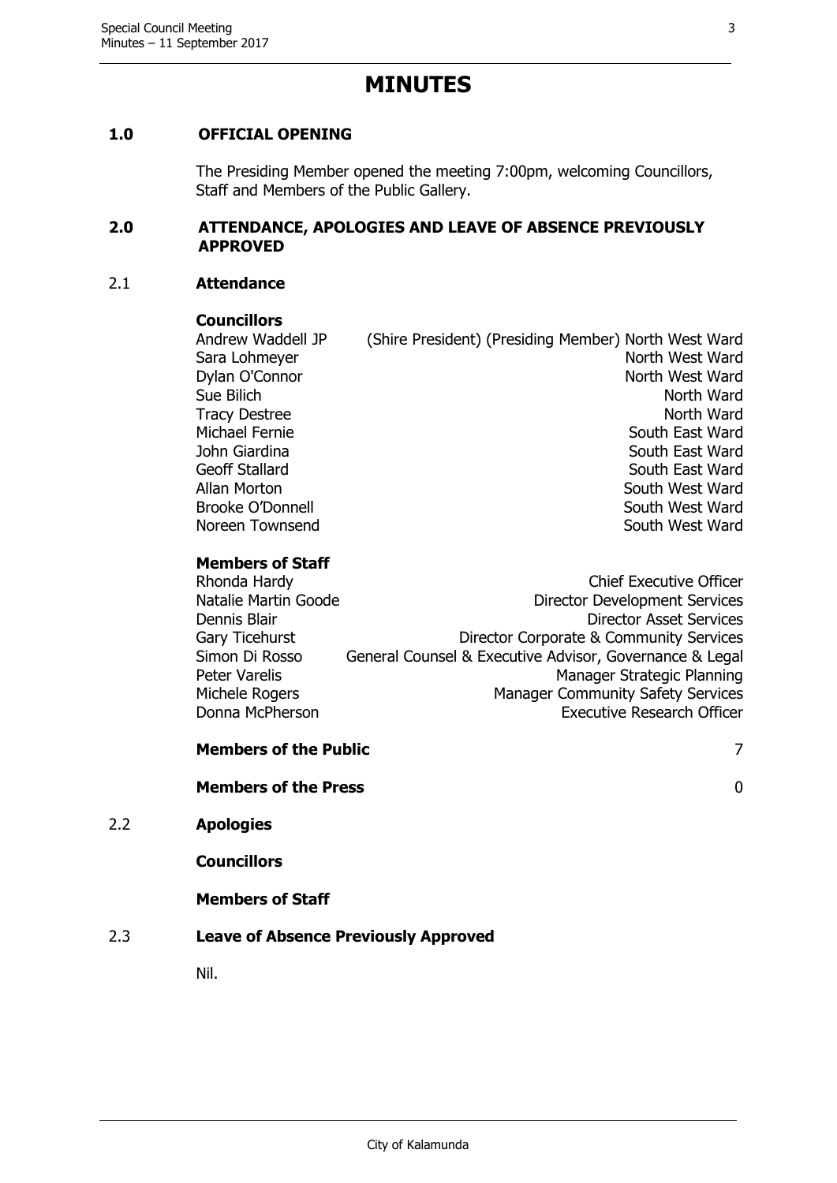# MINUTES

## 1.0 OFFICIAL OPENING

The Presiding Member opened the meeting 7:00pm, welcoming Councillors, Staff and Members of the Public Gallery.

## 2.0 ATTENDANCE, APOLOGIES AND LEAVE OF ABSENCE PREVIOUSLY APPROVED

### 2.1 Attendance

**Councillors**

| | |
|---|---|
| Andrew Waddell JP | (Shire President) (Presiding Member) North West Ward |
| Sara Lohmeyer | North West Ward |
| Dylan O'Connor | North West Ward |
| Sue Bilich | North Ward |
| Tracy Destree | North Ward |
| Michael Fernie | South East Ward |
| John Giardina | South East Ward |
| Geoff Stallard | South East Ward |
| Allan Morton | South West Ward |
| Brooke O'Donnell | South West Ward |
| Noreen Townsend | South West Ward |

**Members of Staff**

| | |
|---|---|
| Rhonda Hardy | Chief Executive Officer |
| Natalie Martin Goode | Director Development Services |
| Dennis Blair | Director Asset Services |
| Gary Ticehurst | Director Corporate & Community Services |
| Simon Di Rosso | General Counsel & Executive Advisor, Governance & Legal |
| Peter Varelis | Manager Strategic Planning |
| Michele Rogers | Manager Community Safety Services |
| Donna McPherson | Executive Research Officer |

**Members of the Public** 7

**Members of the Press** 0

### 2.2 Apologies

**Councillors**

**Members of Staff**

### 2.3 Leave of Absence Previously Approved

Nil.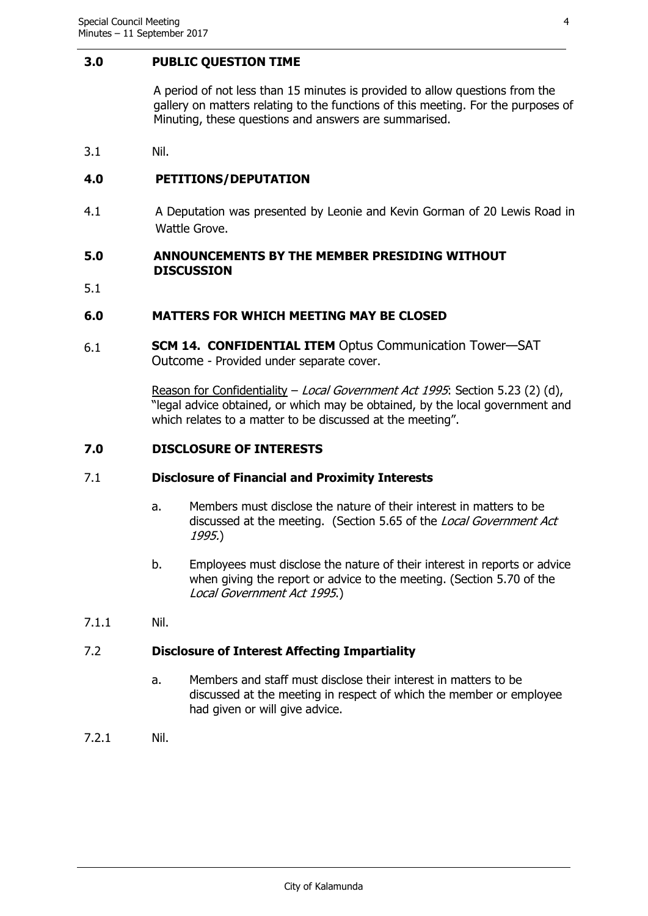## 3.0 PUBLIC QUESTION TIME

A period of not less than 15 minutes is provided to allow questions from the gallery on matters relating to the functions of this meeting. For the purposes of Minuting, these questions and answers are summarised.

3.1 Nil.

## 4.0 PETITIONS/DEPUTATION

4.1 A Deputation was presented by Leonie and Kevin Gorman of 20 Lewis Road in Wattle Grove.

## 5.0 ANNOUNCEMENTS BY THE MEMBER PRESIDING WITHOUT DISCUSSION

5.1

## 6.0 MATTERS FOR WHICH MEETING MAY BE CLOSED

6.1 **SCM 14. CONFIDENTIAL ITEM** Optus Communication Tower—SAT Outcome - Provided under separate cover.

Reason for Confidentiality – *Local Government Act 1995*: Section 5.23 (2) (d), "legal advice obtained, or which may be obtained, by the local government and which relates to a matter to be discussed at the meeting".

## 7.0 DISCLOSURE OF INTERESTS

### 7.1 Disclosure of Financial and Proximity Interests

a. Members must disclose the nature of their interest in matters to be discussed at the meeting. (Section 5.65 of the *Local Government Act 1995*.)

b. Employees must disclose the nature of their interest in reports or advice when giving the report or advice to the meeting. (Section 5.70 of the *Local Government Act 1995*.)

7.1.1 Nil.

### 7.2 Disclosure of Interest Affecting Impartiality

a. Members and staff must disclose their interest in matters to be discussed at the meeting in respect of which the member or employee had given or will give advice.

7.2.1 Nil.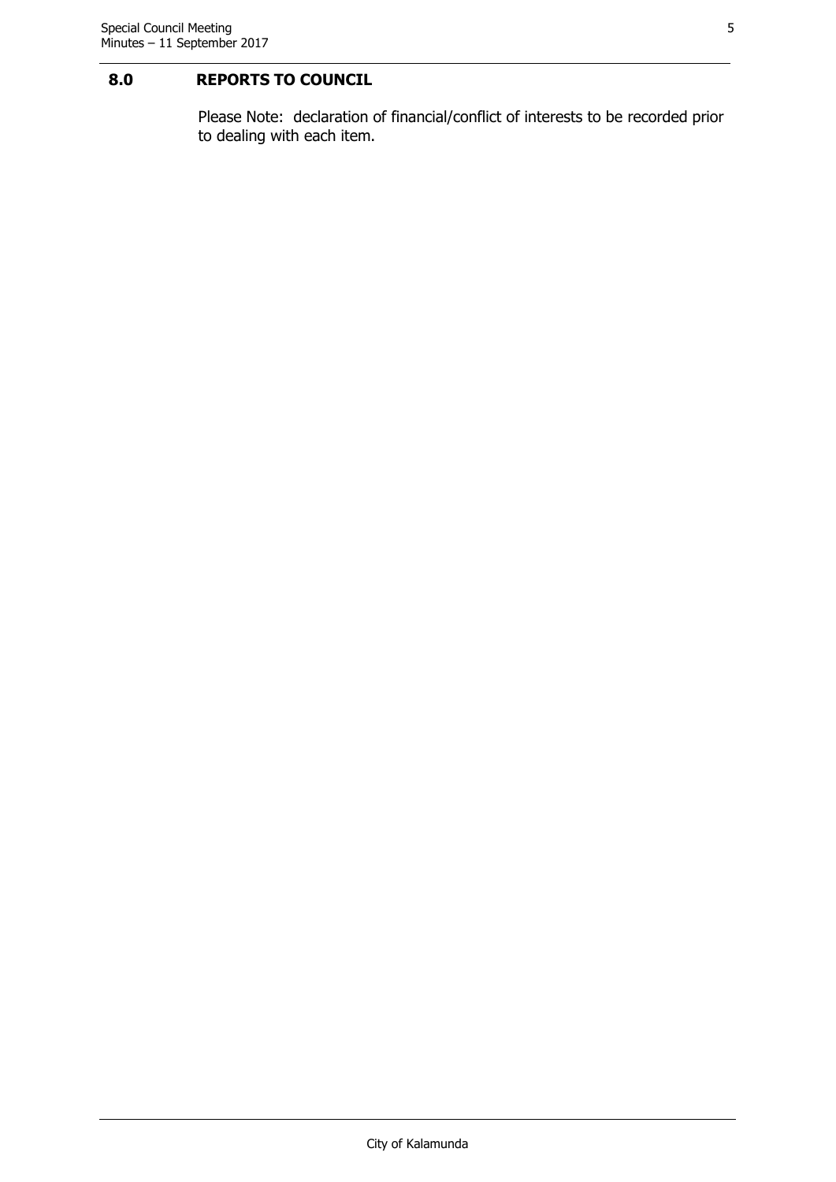## 8.0 REPORTS TO COUNCIL

Please Note: declaration of financial/conflict of interests to be recorded prior to dealing with each item.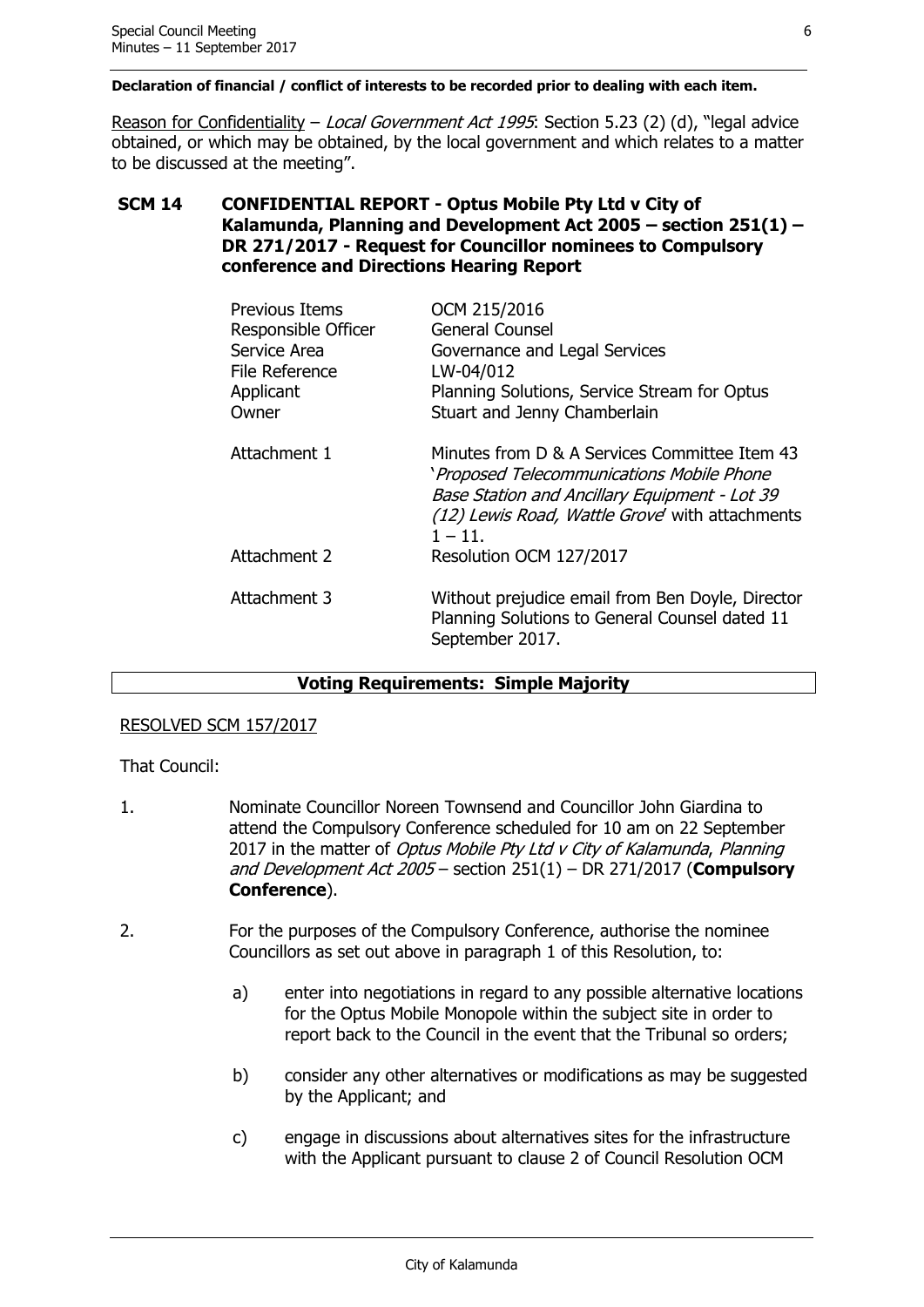**Declaration of financial / conflict of interests to be recorded prior to dealing with each item.**

Reason for Confidentiality – *Local Government Act 1995*: Section 5.23 (2) (d), "legal advice obtained, or which may be obtained, by the local government and which relates to a matter to be discussed at the meeting".

## SCM 14 CONFIDENTIAL REPORT - Optus Mobile Pty Ltd v City of Kalamunda, Planning and Development Act 2005 – section 251(1) – DR 271/2017 - Request for Councillor nominees to Compulsory conference and Directions Hearing Report

| | |
|---|---|
| Previous Items | OCM 215/2016 |
| Responsible Officer | General Counsel |
| Service Area | Governance and Legal Services |
| File Reference | LW-04/012 |
| Applicant | Planning Solutions, Service Stream for Optus |
| Owner | Stuart and Jenny Chamberlain |
| Attachment 1 | Minutes from D & A Services Committee Item 43 '*Proposed Telecommunications Mobile Phone Base Station and Ancillary Equipment - Lot 39 (12) Lewis Road, Wattle Grove*' with attachments 1 – 11. |
| Attachment 2 | Resolution OCM 127/2017 |
| Attachment 3 | Without prejudice email from Ben Doyle, Director Planning Solutions to General Counsel dated 11 September 2017. |

**Voting Requirements: Simple Majority**

RESOLVED SCM 157/2017

That Council:

1. Nominate Councillor Noreen Townsend and Councillor John Giardina to attend the Compulsory Conference scheduled for 10 am on 22 September 2017 in the matter of *Optus Mobile Pty Ltd v City of Kalamunda*, *Planning and Development Act 2005* – section 251(1) – DR 271/2017 (**Compulsory Conference**).

2. For the purposes of the Compulsory Conference, authorise the nominee Councillors as set out above in paragraph 1 of this Resolution, to:

   a) enter into negotiations in regard to any possible alternative locations for the Optus Mobile Monopole within the subject site in order to report back to the Council in the event that the Tribunal so orders;

   b) consider any other alternatives or modifications as may be suggested by the Applicant; and

   c) engage in discussions about alternatives sites for the infrastructure with the Applicant pursuant to clause 2 of Council Resolution OCM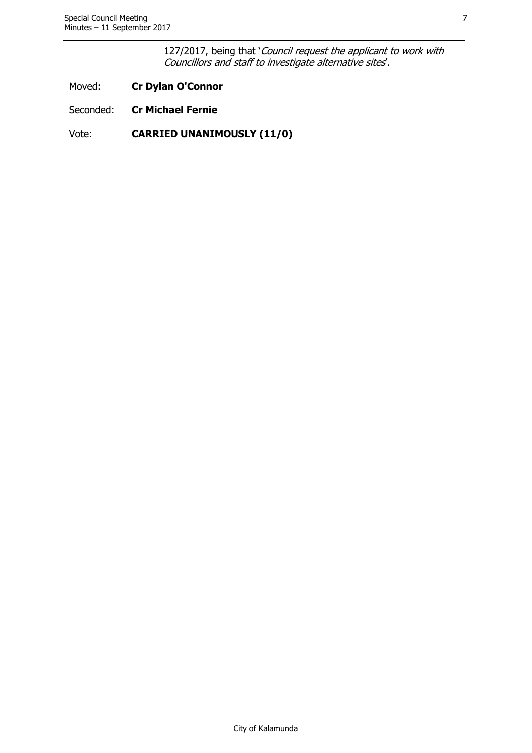127/2017, being that '*Council request the applicant to work with Councillors and staff to investigate alternative sites*'.

Moved: **Cr Dylan O'Connor**

Seconded: **Cr Michael Fernie**

Vote: **CARRIED UNANIMOUSLY (11/0)**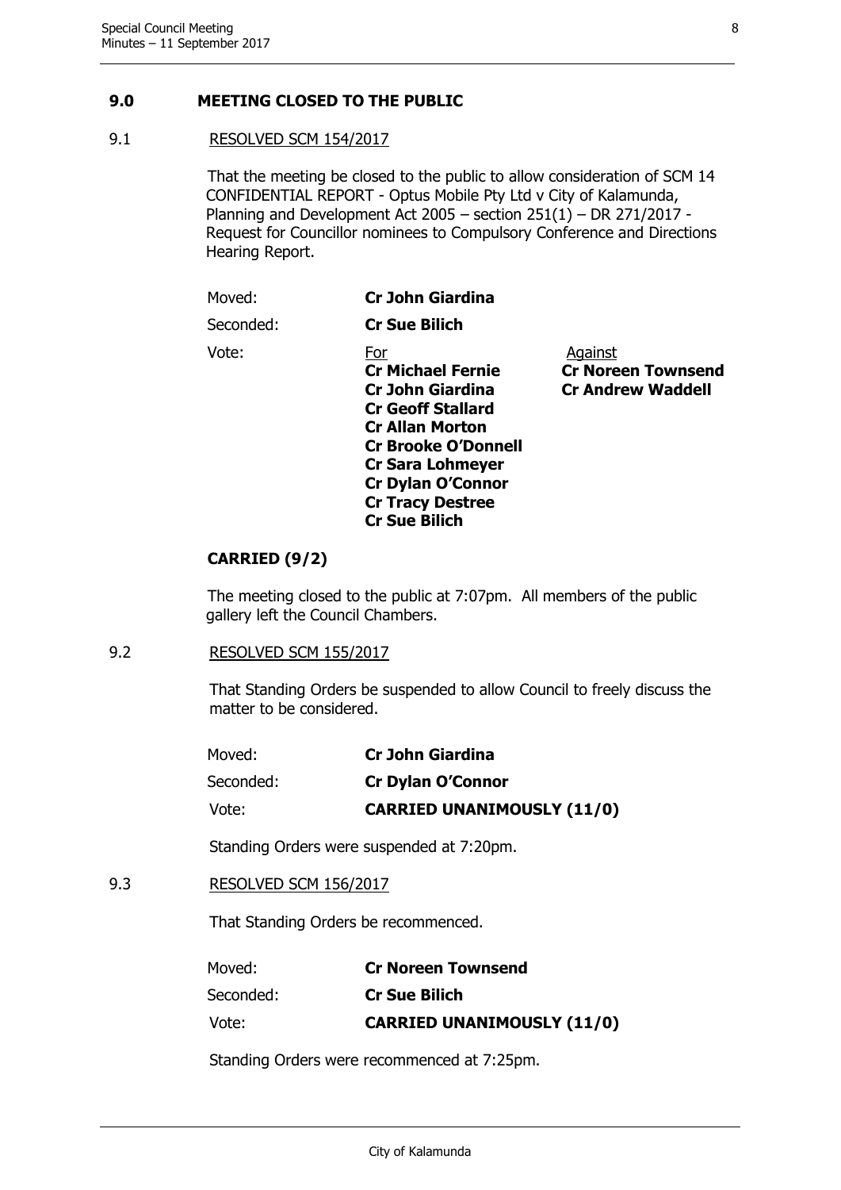## 9.0 MEETING CLOSED TO THE PUBLIC

### 9.1 RESOLVED SCM 154/2017

That the meeting be closed to the public to allow consideration of SCM 14 CONFIDENTIAL REPORT - Optus Mobile Pty Ltd v City of Kalamunda, Planning and Development Act 2005 – section 251(1) – DR 271/2017 - Request for Councillor nominees to Compulsory Conference and Directions Hearing Report.

| | | |
|---|---|---|
| Moved: | **Cr John Giardina** | |
| Seconded: | **Cr Sue Bilich** | |
| Vote: | For | Against |
| | **Cr Michael Fernie** | **Cr Noreen Townsend** |
| | **Cr John Giardina** | **Cr Andrew Waddell** |
| | **Cr Geoff Stallard** | |
| | **Cr Allan Morton** | |
| | **Cr Brooke O'Donnell** | |
| | **Cr Sara Lohmeyer** | |
| | **Cr Dylan O'Connor** | |
| | **Cr Tracy Destree** | |
| | **Cr Sue Bilich** | |

**CARRIED (9/2)**

The meeting closed to the public at 7:07pm. All members of the public gallery left the Council Chambers.

### 9.2 RESOLVED SCM 155/2017

That Standing Orders be suspended to allow Council to freely discuss the matter to be considered.

| | |
|---|---|
| Moved: | **Cr John Giardina** |
| Seconded: | **Cr Dylan O'Connor** |
| Vote: | **CARRIED UNANIMOUSLY (11/0)** |

Standing Orders were suspended at 7:20pm.

### 9.3 RESOLVED SCM 156/2017

That Standing Orders be recommenced.

| | |
|---|---|
| Moved: | **Cr Noreen Townsend** |
| Seconded: | **Cr Sue Bilich** |
| Vote: | **CARRIED UNANIMOUSLY (11/0)** |

Standing Orders were recommenced at 7:25pm.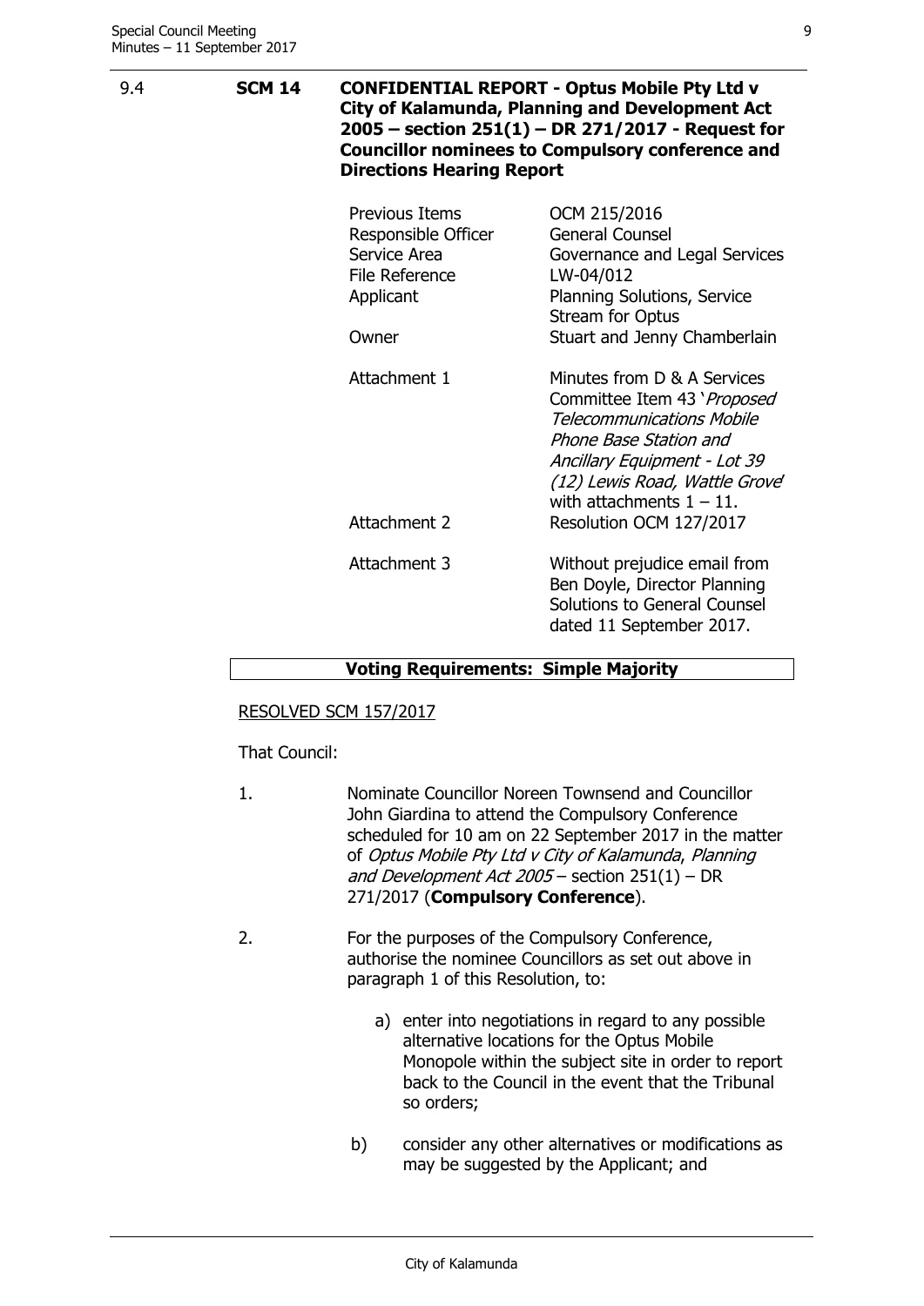## 9.4 SCM 14 CONFIDENTIAL REPORT - Optus Mobile Pty Ltd v City of Kalamunda, Planning and Development Act 2005 – section 251(1) – DR 271/2017 - Request for Councillor nominees to Compulsory conference and Directions Hearing Report

| | |
|---|---|
| Previous Items | OCM 215/2016 |
| Responsible Officer | General Counsel |
| Service Area | Governance and Legal Services |
| File Reference | LW-04/012 |
| Applicant | Planning Solutions, Service Stream for Optus |
| Owner | Stuart and Jenny Chamberlain |
| Attachment 1 | Minutes from D & A Services Committee Item 43 '*Proposed Telecommunications Mobile Phone Base Station and Ancillary Equipment - Lot 39 (12) Lewis Road, Wattle Grove*' with attachments 1 – 11. |
| Attachment 2 | Resolution OCM 127/2017 |
| Attachment 3 | Without prejudice email from Ben Doyle, Director Planning Solutions to General Counsel dated 11 September 2017. |

**Voting Requirements: Simple Majority**

RESOLVED SCM 157/2017

That Council:

1. Nominate Councillor Noreen Townsend and Councillor John Giardina to attend the Compulsory Conference scheduled for 10 am on 22 September 2017 in the matter of *Optus Mobile Pty Ltd v City of Kalamunda*, *Planning and Development Act 2005* – section 251(1) – DR 271/2017 (**Compulsory Conference**).

2. For the purposes of the Compulsory Conference, authorise the nominee Councillors as set out above in paragraph 1 of this Resolution, to:

   a) enter into negotiations in regard to any possible alternative locations for the Optus Mobile Monopole within the subject site in order to report back to the Council in the event that the Tribunal so orders;

   b) consider any other alternatives or modifications as may be suggested by the Applicant; and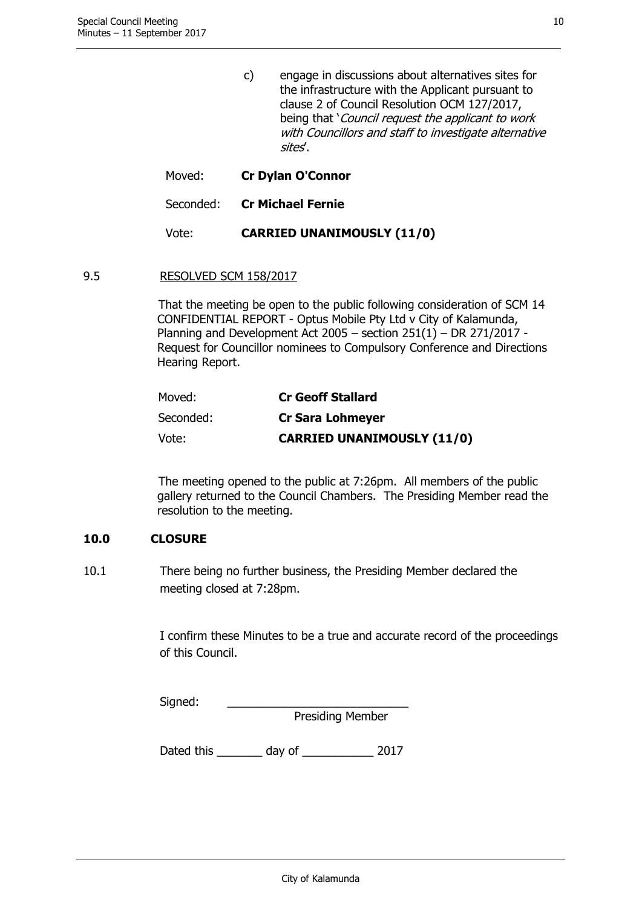c) engage in discussions about alternatives sites for the infrastructure with the Applicant pursuant to clause 2 of Council Resolution OCM 127/2017, being that '*Council request the applicant to work with Councillors and staff to investigate alternative sites*'.

Moved: **Cr Dylan O'Connor**

Seconded: **Cr Michael Fernie**

Vote: **CARRIED UNANIMOUSLY (11/0)**

9.5 RESOLVED SCM 158/2017

That the meeting be open to the public following consideration of SCM 14 CONFIDENTIAL REPORT - Optus Mobile Pty Ltd v City of Kalamunda, Planning and Development Act 2005 – section 251(1) – DR 271/2017 - Request for Councillor nominees to Compulsory Conference and Directions Hearing Report.

Moved: **Cr Geoff Stallard**

Seconded: **Cr Sara Lohmeyer**

Vote: **CARRIED UNANIMOUSLY (11/0)**

The meeting opened to the public at 7:26pm. All members of the public gallery returned to the Council Chambers. The Presiding Member read the resolution to the meeting.

## 10.0 CLOSURE

10.1 There being no further business, the Presiding Member declared the meeting closed at 7:28pm.

I confirm these Minutes to be a true and accurate record of the proceedings of this Council.

Signed: ____________________________
Presiding Member

Dated this _______ day of ___________ 2017